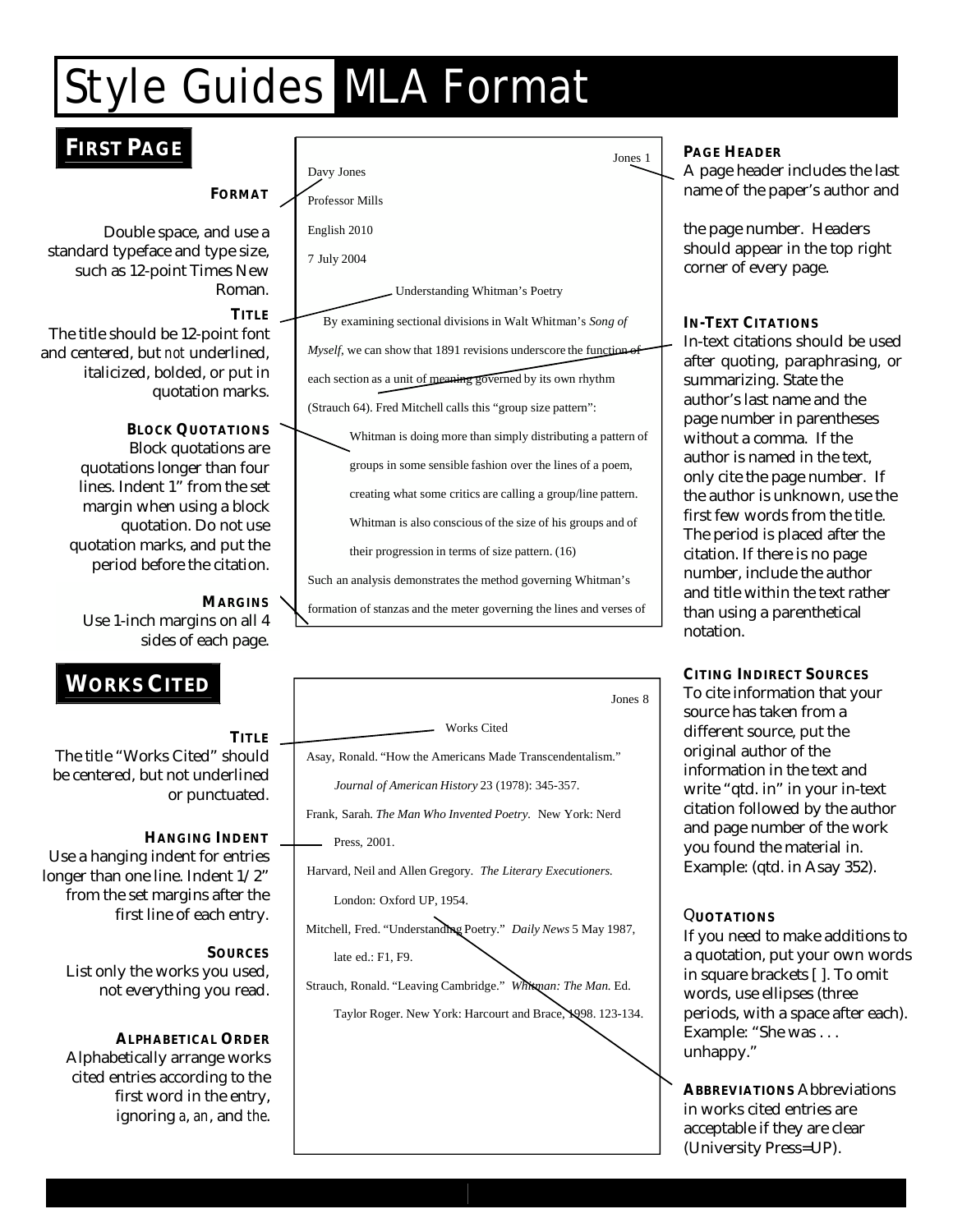# Style Guides MLA Format

## First Page

**FORMAT**

Double space, and use a standard typeface and type size, such as 12-point Times New Roman.

**TITLE**

The title should be 12-point font and centered, but *not* underlined, italicized, bolded, or put in quotation marks.

**BLOCK QUOTATIONS**

Block quotations are quotations longer than four lines. Indent 1" from the set margin when using a block quotation. Do not use quotation marks, and put the period before the citation.

**MARGINS**

Use 1-inch margins on all 4 sides of each page.

---

Jones 1

Davy Jones

Professor Mills

English 2010

7 July 2004

Understanding Whitman's Poetry

By examining sectional divisions in Walt Whitman's *Song of Myself*, we can show that 1891 revisions underscore the function of each section as a unit of meaning governed by its own rhythm (Strauch 64). Fred Mitchell calls this "group size pattern":

> Whitman is doing more than simply distributing a pattern of groups in some sensible fashion over the lines of a poem, creating what some critics are calling a group/line pattern. Whitman is also conscious of the size of his groups and of their progression in terms of size pattern. (16)

Such an analysis demonstrates the method governing Whitman's formation of stanzas and the meter governing the lines and verses of

---

**PAGE HEADER**

A page header includes the last name of the paper's author and the page number. Headers should appear in the top right corner of every page.

**IN-TEXT CITATIONS**

In-text citations should be used after quoting, paraphrasing, or summarizing. State the author's last name and the page number in parentheses without a comma. If the author is named in the text, only cite the page number. If the author is unknown, use the first few words from the title. The period is placed after the citation. If there is no page number, include the author and title within the text rather than using a parenthetical notation.

**CITING INDIRECT SOURCES**

To cite information that your source has taken from a different source, put the original author of the information in the text and write "qtd. in" in your in-text citation followed by the author and page number of the work you found the material in. Example: (qtd. in Asay 352).

**QUOTATIONS**

If you need to make additions to a quotation, put your own words in square brackets [ ]. To omit words, use ellipses (three periods, with a space after each). Example: "She was . . . unhappy."

**ABBREVIATIONS** Abbreviations in works cited entries are acceptable if they are clear (University Press=UP).

## Works Cited

**TITLE**

The title "Works Cited" should be centered, but not underlined or punctuated.

**HANGING INDENT**

Use a hanging indent for entries longer than one line. Indent 1/2" from the set margins after the first line of each entry.

**SOURCES**

List only the works you used, not everything you read.

**ALPHABETICAL ORDER**

Alphabetically arrange works cited entries according to the first word in the entry, ignoring *a*, *an*, and *the*.

---

Jones 8

Works Cited

Asay, Ronald. "How the Americans Made Transcendentalism." *Journal of American History* 23 (1978): 345-357.

Frank, Sarah. *The Man Who Invented Poetry.* New York: Nerd Press, 2001.

Harvard, Neil and Allen Gregory. *The Literary Executioners.* London: Oxford UP, 1954.

Mitchell, Fred. "Understanding Poetry." *Daily News* 5 May 1987, late ed.: F1, F9.

Strauch, Ronald. "Leaving Cambridge." *Whitman: The Man.* Ed. Taylor Roger. New York: Harcourt and Brace, 1998. 123-134.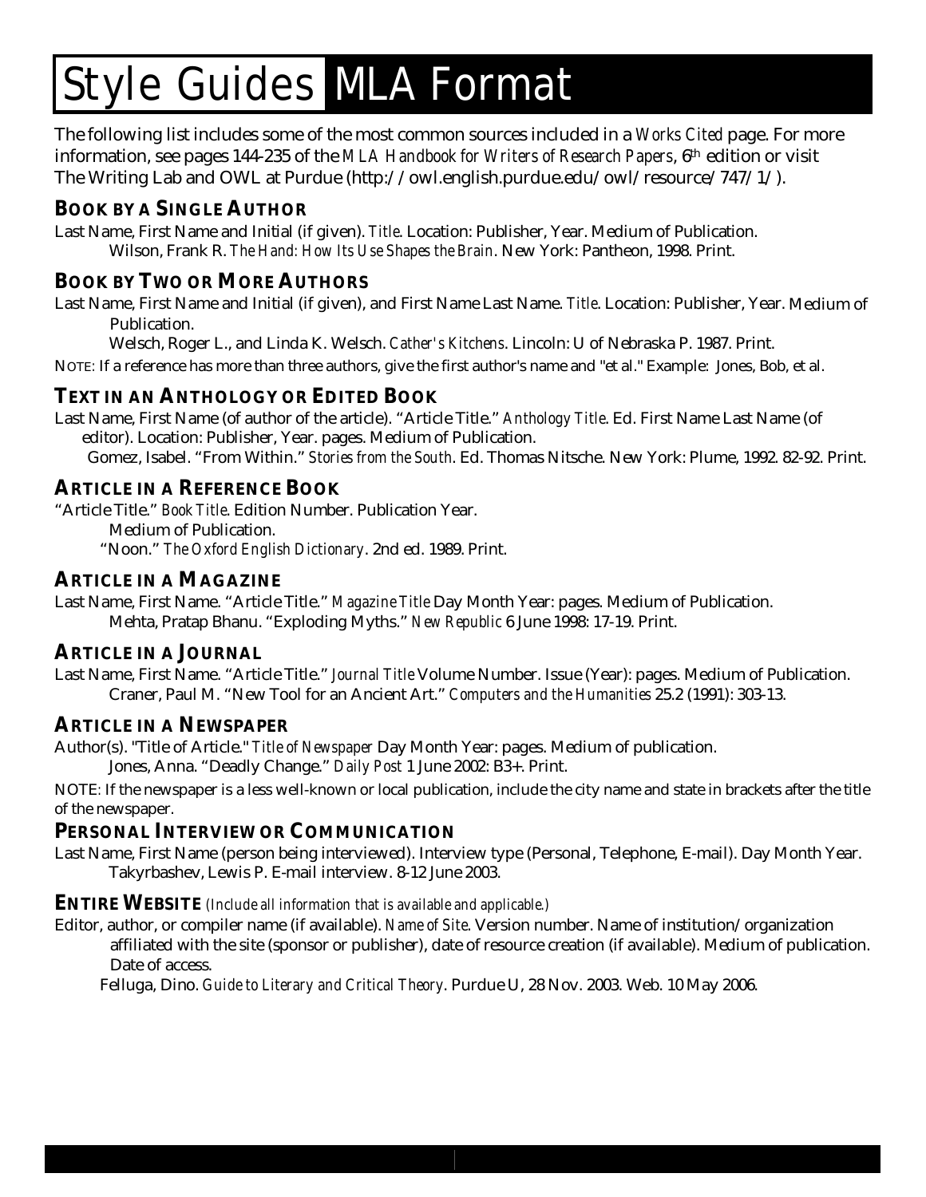# Style Guides MLA Format

The following list includes some of the most common sources included in a *Works Cited* page. For more information, see pages 144-235 of the *MLA Handbook for Writers of Research Papers*, 6th edition or visit The Writing Lab and OWL at Purdue (http://owl.english.purdue.edu/owl/resource/747/1/).

## BOOK BY A SINGLE AUTHOR

Last Name, First Name and Initial (if given). *Title*. Location: Publisher, Year. Medium of Publication.

Wilson, Frank R. *The Hand: How Its Use Shapes the Brain*. New York: Pantheon, 1998. Print.

## BOOK BY TWO OR MORE AUTHORS

Last Name, First Name and Initial (if given), and First Name Last Name. *Title*. Location: Publisher, Year. Medium of Publication.

Welsch, Roger L., and Linda K. Welsch. *Cather's Kitchens*. Lincoln: U of Nebraska P. 1987. Print.

NOTE: If a reference has more than three authors, give the first author's name and "et al." Example: Jones, Bob, et al.

## TEXT IN AN ANTHOLOGY OR EDITED BOOK

Last Name, First Name (of author of the article). "Article Title." *Anthology Title*. Ed. First Name Last Name (of editor). Location: Publisher, Year. pages. Medium of Publication.

Gomez, Isabel. "From Within." *Stories from the South*. Ed. Thomas Nitsche. New York: Plume, 1992. 82-92. Print.

## ARTICLE IN A REFERENCE BOOK

"Article Title." *Book Title*. Edition Number. Publication Year. Medium of Publication.

"Noon." *The Oxford English Dictionary*. 2nd ed. 1989. Print.

## ARTICLE IN A MAGAZINE

Last Name, First Name. "Article Title." *Magazine Title* Day Month Year: pages. Medium of Publication.

Mehta, Pratap Bhanu. "Exploding Myths." *New Republic* 6 June 1998: 17-19. Print.

## ARTICLE IN A JOURNAL

Last Name, First Name. "Article Title." *Journal Title* Volume Number. Issue (Year): pages. Medium of Publication.

Craner, Paul M. "New Tool for an Ancient Art." *Computers and the Humanities* 25.2 (1991): 303-13.

## ARTICLE IN A NEWSPAPER

Author(s). "Title of Article." *Title of Newspaper* Day Month Year: pages. Medium of publication.

Jones, Anna. "Deadly Change." *Daily Post* 1 June 2002: B3+. Print.

NOTE: If the newspaper is a less well-known or local publication, include the city name and state in brackets after the title of the newspaper.

## PERSONAL INTERVIEW OR COMMUNICATION

Last Name, First Name (person being interviewed). Interview type (Personal, Telephone, E-mail). Day Month Year.

Takyrbashev, Lewis P. E-mail interview. 8-12 June 2003.

## ENTIRE WEBSITE *(Include all information that is available and applicable.)*

Editor, author, or compiler name (if available). *Name of Site*. Version number. Name of institution/organization affiliated with the site (sponsor or publisher), date of resource creation (if available). Medium of publication. Date of access.

Felluga, Dino. *Guide to Literary and Critical Theory*. Purdue U, 28 Nov. 2003. Web. 10 May 2006.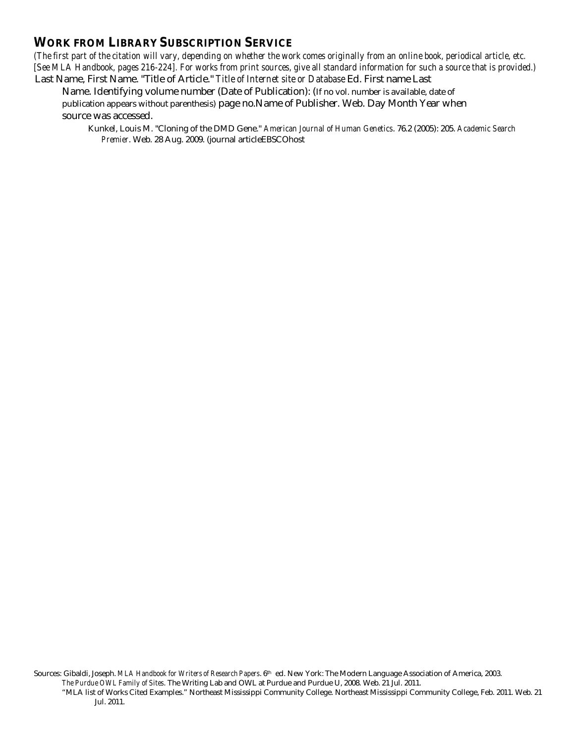## WORK FROM LIBRARY SUBSCRIPTION SERVICE

*(The first part of the citation will vary, depending on whether the work comes originally from an online book, periodical article, etc. [See MLA Handbook, pages 216-224]. For works from print sources, give all standard information for such a source that is provided.)*

Last Name, First Name. "Title of Article." *Title of Internet site or Database* Ed. First name Last Name. Identifying volume number (Date of Publication): (If no vol. number is available, date of publication appears without parenthesis) page no.Name of Publisher. Web. Day Month Year when source was accessed.

Kunkel, Louis M. "Cloning of the DMD Gene." *American Journal of Human Genetics*. 76.2 (2005): 205. *Academic Search Premier*. Web. 28 Aug. 2009. (journal articleEBSCOhost

Sources: Gibaldi, Joseph. *MLA Handbook for Writers of Research Papers*. 6th ed. New York: The Modern Language Association of America, 2003.

*The Purdue OWL Family of Sites*. The Writing Lab and OWL at Purdue and Purdue U, 2008. Web. 21 Jul. 2011.

"MLA list of Works Cited Examples." Northeast Mississippi Community College. Northeast Mississippi Community College, Feb. 2011. Web. 21 Jul. 2011.